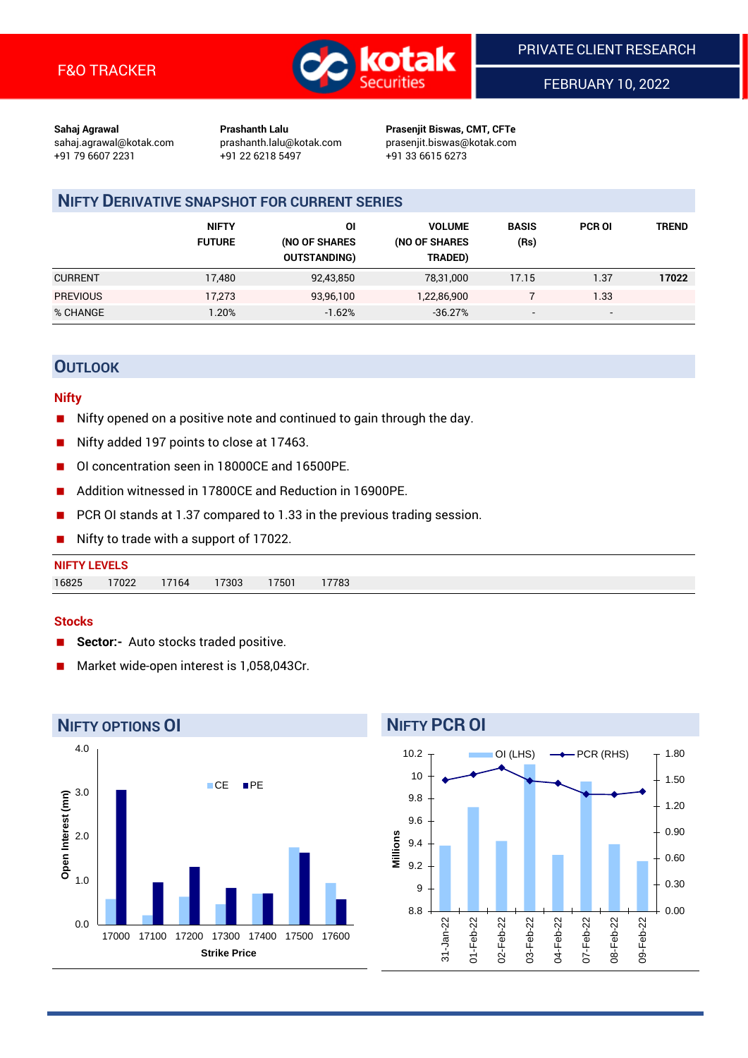F&O TRACKER

PRIVATE CLIENT RESEARCH

FEBRUARY 10, 2022

**Sahaj Agrawal**
sahaj.agrawal@kotak.com
+91 79 6607 2231

**Prashanth Lalu**
prashanth.lalu@kotak.com
+91 22 6218 5497

**Prasenjit Biswas, CMT, CFTe**
prasenjit.biswas@kotak.com
+91 33 6615 6273

## NIFTY DERIVATIVE SNAPSHOT FOR CURRENT SERIES

| | NIFTY FUTURE | OI (NO OF SHARES OUTSTANDING) | VOLUME (NO OF SHARES TRADED) | BASIS (Rs) | PCR OI | TREND |
|---|---|---|---|---|---|---|
| CURRENT | 17,480 | 92,43,850 | 78,31,000 | 17.15 | 1.37 | **17022** |
| PREVIOUS | 17,273 | 93,96,100 | 1,22,86,900 | 7 | 1.33 | |
| % CHANGE | 1.20% | -1.62% | -36.27% | - | - | |

## OUTLOOK

### Nifty

- Nifty opened on a positive note and continued to gain through the day.
- Nifty added 197 points to close at 17463.
- OI concentration seen in 18000CE and 16500PE.
- Addition witnessed in 17800CE and Reduction in 16900PE.
- PCR OI stands at 1.37 compared to 1.33 in the previous trading session.
- Nifty to trade with a support of 17022.

**NIFTY LEVELS**

| 16825 | 17022 | 17164 | 17303 | 17501 | 17783 |
|---|---|---|---|---|---|

### Stocks

- **Sector:-** Auto stocks traded positive.
- Market wide-open interest is 1,058,043Cr.

## NIFTY OPTIONS OI

## NIFTY PCR OI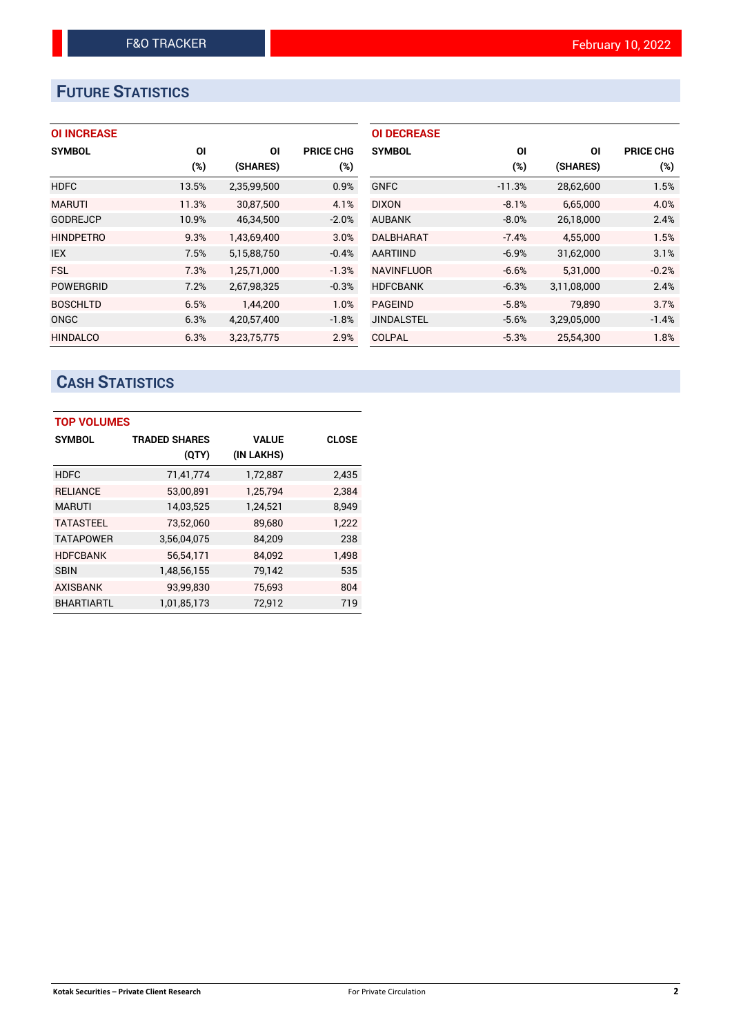## FUTURE STATISTICS

### OI INCREASE

| SYMBOL | OI (%) | OI (SHARES) | PRICE CHG (%) |
|---|---|---|---|
| HDFC | 13.5% | 2,35,99,500 | 0.9% |
| MARUTI | 11.3% | 30,87,500 | 4.1% |
| GODREJCP | 10.9% | 46,34,500 | -2.0% |
| HINDPETRO | 9.3% | 1,43,69,400 | 3.0% |
| IEX | 7.5% | 5,15,88,750 | -0.4% |
| FSL | 7.3% | 1,25,71,000 | -1.3% |
| POWERGRID | 7.2% | 2,67,98,325 | -0.3% |
| BOSCHLTD | 6.5% | 1,44,200 | 1.0% |
| ONGC | 6.3% | 4,20,57,400 | -1.8% |
| HINDALCO | 6.3% | 3,23,75,775 | 2.9% |

### OI DECREASE

| SYMBOL | OI (%) | OI (SHARES) | PRICE CHG (%) |
|---|---|---|---|
| GNFC | -11.3% | 28,62,600 | 1.5% |
| DIXON | -8.1% | 6,65,000 | 4.0% |
| AUBANK | -8.0% | 26,18,000 | 2.4% |
| DALBHARAT | -7.4% | 4,55,000 | 1.5% |
| AARTIIND | -6.9% | 31,62,000 | 3.1% |
| NAVINFLUOR | -6.6% | 5,31,000 | -0.2% |
| HDFCBANK | -6.3% | 3,11,08,000 | 2.4% |
| PAGEIND | -5.8% | 79,890 | 3.7% |
| JINDALSTEL | -5.6% | 3,29,05,000 | -1.4% |
| COLPAL | -5.3% | 25,54,300 | 1.8% |

## CASH STATISTICS

### TOP VOLUMES

| SYMBOL | TRADED SHARES (QTY) | VALUE (IN LAKHS) | CLOSE |
|---|---|---|---|
| HDFC | 71,41,774 | 1,72,887 | 2,435 |
| RELIANCE | 53,00,891 | 1,25,794 | 2,384 |
| MARUTI | 14,03,525 | 1,24,521 | 8,949 |
| TATASTEEL | 73,52,060 | 89,680 | 1,222 |
| TATAPOWER | 3,56,04,075 | 84,209 | 238 |
| HDFCBANK | 56,54,171 | 84,092 | 1,498 |
| SBIN | 1,48,56,155 | 79,142 | 535 |
| AXISBANK | 93,99,830 | 75,693 | 804 |
| BHARTIARTL | 1,01,85,173 | 72,912 | 719 |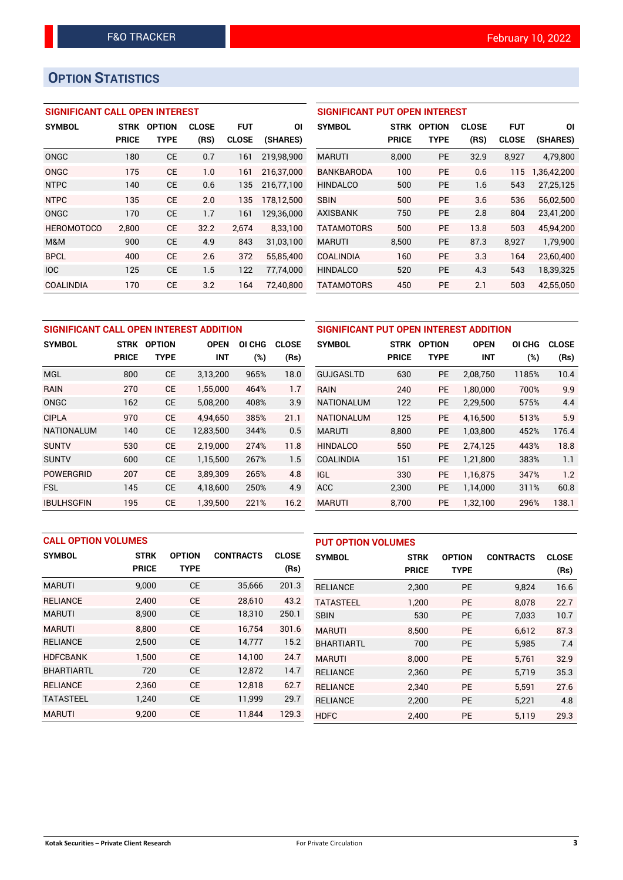# OPTION STATISTICS

### SIGNIFICANT CALL OPEN INTEREST

| SYMBOL | STRK PRICE | OPTION TYPE | CLOSE (RS) | FUT CLOSE | OI (SHARES) |
|---|---|---|---|---|---|
| ONGC | 180 | CE | 0.7 | 161 | 219,98,900 |
| ONGC | 175 | CE | 1.0 | 161 | 216,37,000 |
| NTPC | 140 | CE | 0.6 | 135 | 216,77,100 |
| NTPC | 135 | CE | 2.0 | 135 | 178,12,500 |
| ONGC | 170 | CE | 1.7 | 161 | 129,36,000 |
| HEROMOTOCO | 2,800 | CE | 32.2 | 2,674 | 8,33,100 |
| M&M | 900 | CE | 4.9 | 843 | 31,03,100 |
| BPCL | 400 | CE | 2.6 | 372 | 55,85,400 |
| IOC | 125 | CE | 1.5 | 122 | 77,74,000 |
| COALINDIA | 170 | CE | 3.2 | 164 | 72,40,800 |

### SIGNIFICANT PUT OPEN INTEREST

| SYMBOL | STRK PRICE | OPTION TYPE | CLOSE (RS) | FUT CLOSE | OI (SHARES) |
|---|---|---|---|---|---|
| MARUTI | 8,000 | PE | 32.9 | 8,927 | 4,79,800 |
| BANKBARODA | 100 | PE | 0.6 | 115 | 1,36,42,200 |
| HINDALCO | 500 | PE | 1.6 | 543 | 27,25,125 |
| SBIN | 500 | PE | 3.6 | 536 | 56,02,500 |
| AXISBANK | 750 | PE | 2.8 | 804 | 23,41,200 |
| TATAMOTORS | 500 | PE | 13.8 | 503 | 45,94,200 |
| MARUTI | 8,500 | PE | 87.3 | 8,927 | 1,79,900 |
| COALINDIA | 160 | PE | 3.3 | 164 | 23,60,400 |
| HINDALCO | 520 | PE | 4.3 | 543 | 18,39,325 |
| TATAMOTORS | 450 | PE | 2.1 | 503 | 42,55,050 |

### SIGNIFICANT CALL OPEN INTEREST ADDITION

| SYMBOL | STRK PRICE | OPTION TYPE | OPEN INT | OI CHG (%) | CLOSE (Rs) |
|---|---|---|---|---|---|
| MGL | 800 | CE | 3,13,200 | 965% | 18.0 |
| RAIN | 270 | CE | 1,55,000 | 464% | 1.7 |
| ONGC | 162 | CE | 5,08,200 | 408% | 3.9 |
| CIPLA | 970 | CE | 4,94,650 | 385% | 21.1 |
| NATIONALUM | 140 | CE | 12,83,500 | 344% | 0.5 |
| SUNTV | 530 | CE | 2,19,000 | 274% | 11.8 |
| SUNTV | 600 | CE | 1,15,500 | 267% | 1.5 |
| POWERGRID | 207 | CE | 3,89,309 | 265% | 4.8 |
| FSL | 145 | CE | 4,18,600 | 250% | 4.9 |
| IBULHSGFIN | 195 | CE | 1,39,500 | 221% | 16.2 |

### SIGNIFICANT PUT OPEN INTEREST ADDITION

| SYMBOL | STRK PRICE | OPTION TYPE | OPEN INT | OI CHG (%) | CLOSE (Rs) |
|---|---|---|---|---|---|
| GUJGASLTD | 630 | PE | 2,08,750 | 1185% | 10.4 |
| RAIN | 240 | PE | 1,80,000 | 700% | 9.9 |
| NATIONALUM | 122 | PE | 2,29,500 | 575% | 4.4 |
| NATIONALUM | 125 | PE | 4,16,500 | 513% | 5.9 |
| MARUTI | 8,800 | PE | 1,03,800 | 452% | 176.4 |
| HINDALCO | 550 | PE | 2,74,125 | 443% | 18.8 |
| COALINDIA | 151 | PE | 1,21,800 | 383% | 1.1 |
| IGL | 330 | PE | 1,16,875 | 347% | 1.2 |
| ACC | 2,300 | PE | 1,14,000 | 311% | 60.8 |
| MARUTI | 8,700 | PE | 1,32,100 | 296% | 138.1 |

### CALL OPTION VOLUMES

| SYMBOL | STRK PRICE | OPTION TYPE | CONTRACTS | CLOSE (Rs) |
|---|---|---|---|---|
| MARUTI | 9,000 | CE | 35,666 | 201.3 |
| RELIANCE | 2,400 | CE | 28,610 | 43.2 |
| MARUTI | 8,900 | CE | 18,310 | 250.1 |
| MARUTI | 8,800 | CE | 16,754 | 301.6 |
| RELIANCE | 2,500 | CE | 14,777 | 15.2 |
| HDFCBANK | 1,500 | CE | 14,100 | 24.7 |
| BHARTIARTL | 720 | CE | 12,872 | 14.7 |
| RELIANCE | 2,360 | CE | 12,818 | 62.7 |
| TATASTEEL | 1,240 | CE | 11,999 | 29.7 |
| MARUTI | 9,200 | CE | 11,844 | 129.3 |

### PUT OPTION VOLUMES

| SYMBOL | STRK PRICE | OPTION TYPE | CONTRACTS | CLOSE (Rs) |
|---|---|---|---|---|
| RELIANCE | 2,300 | PE | 9,824 | 16.6 |
| TATASTEEL | 1,200 | PE | 8,078 | 22.7 |
| SBIN | 530 | PE | 7,033 | 10.7 |
| MARUTI | 8,500 | PE | 6,612 | 87.3 |
| BHARTIARTL | 700 | PE | 5,985 | 7.4 |
| MARUTI | 8,000 | PE | 5,761 | 32.9 |
| RELIANCE | 2,360 | PE | 5,719 | 35.3 |
| RELIANCE | 2,340 | PE | 5,591 | 27.6 |
| RELIANCE | 2,200 | PE | 5,221 | 4.8 |
| HDFC | 2,400 | PE | 5,119 | 29.3 |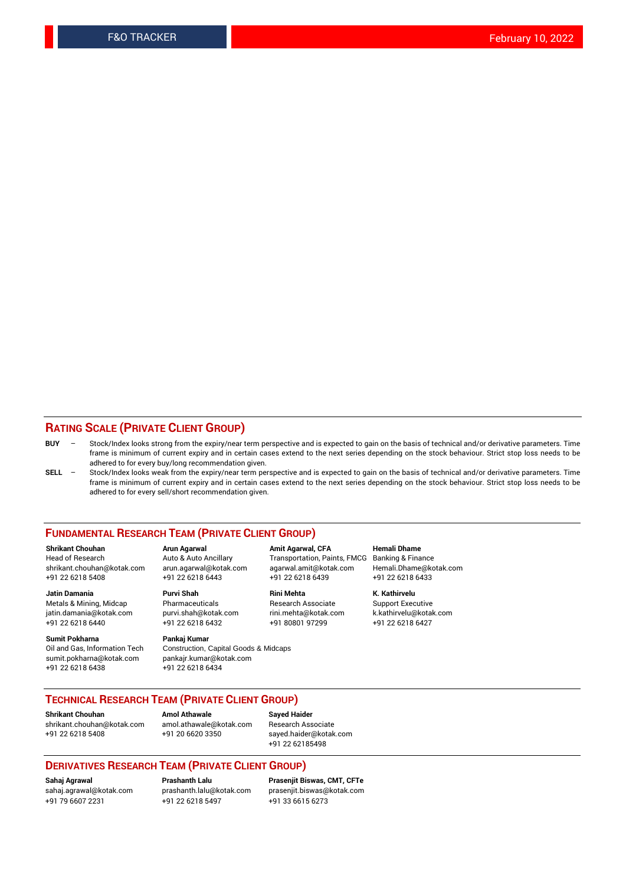## RATING SCALE (PRIVATE CLIENT GROUP)

**BUY** – Stock/Index looks strong from the expiry/near term perspective and is expected to gain on the basis of technical and/or derivative parameters. Time frame is minimum of current expiry and in certain cases extend to the next series depending on the stock behaviour. Strict stop loss needs to be adhered to for every buy/long recommendation given.

**SELL** – Stock/Index looks weak from the expiry/near term perspective and is expected to gain on the basis of technical and/or derivative parameters. Time frame is minimum of current expiry and in certain cases extend to the next series depending on the stock behaviour. Strict stop loss needs to be adhered to for every sell/short recommendation given.

## FUNDAMENTAL RESEARCH TEAM (PRIVATE CLIENT GROUP)

**Shrikant Chouhan**
Head of Research
shrikant.chouhan@kotak.com
+91 22 6218 5408

**Arun Agarwal**
Auto & Auto Ancillary
arun.agarwal@kotak.com
+91 22 6218 6443

**Amit Agarwal, CFA**
Transportation, Paints, FMCG
agarwal.amit@kotak.com
+91 22 6218 6439

**Hemali Dhame**
Banking & Finance
Hemali.Dhame@kotak.com
+91 22 6218 6433

**Jatin Damania**
Metals & Mining, Midcap
jatin.damania@kotak.com
+91 22 6218 6440

**Purvi Shah**
Pharmaceuticals
purvi.shah@kotak.com
+91 22 6218 6432

**Rini Mehta**
Research Associate
rini.mehta@kotak.com
+91 80801 97299

**K. Kathirvelu**
Support Executive
k.kathirvelu@kotak.com
+91 22 6218 6427

**Sumit Pokharna**
Oil and Gas, Information Tech
sumit.pokharna@kotak.com
+91 22 6218 6438

**Pankaj Kumar**
Construction, Capital Goods & Midcaps
pankajr.kumar@kotak.com
+91 22 6218 6434

## TECHNICAL RESEARCH TEAM (PRIVATE CLIENT GROUP)

**Shrikant Chouhan**
shrikant.chouhan@kotak.com
+91 22 6218 5408

**Amol Athawale**
amol.athawale@kotak.com
+91 20 6620 3350

**Sayed Haider**
Research Associate
sayed.haider@kotak.com
+91 22 62185498

## DERIVATIVES RESEARCH TEAM (PRIVATE CLIENT GROUP)

**Sahaj Agrawal**
sahaj.agrawal@kotak.com
+91 79 6607 2231

**Prashanth Lalu**
prashanth.lalu@kotak.com
+91 22 6218 5497

**Prasenjit Biswas, CMT, CFTe**
prasenjit.biswas@kotak.com
+91 33 6615 6273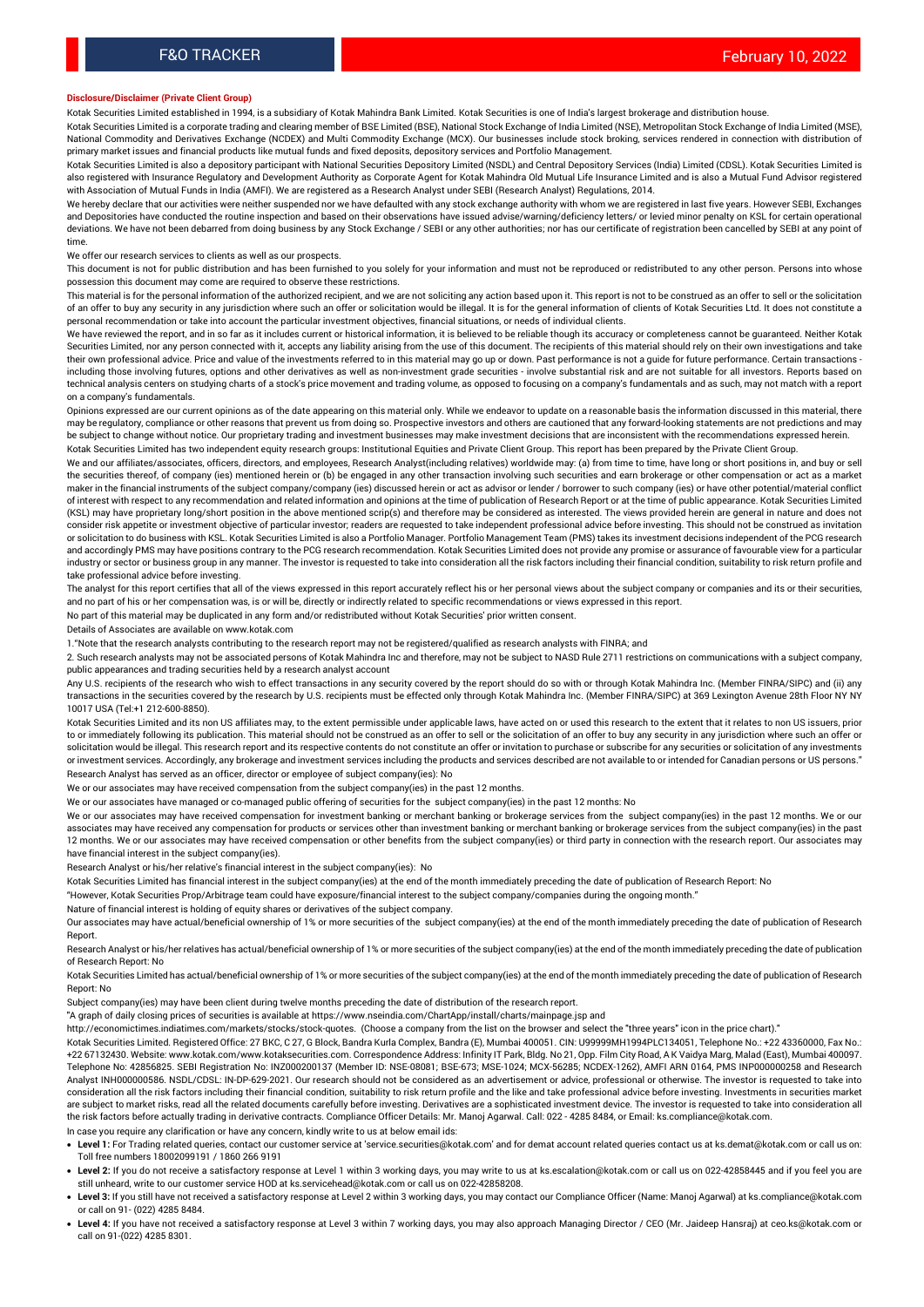**Disclosure/Disclaimer (Private Client Group)**

Kotak Securities Limited established in 1994, is a subsidiary of Kotak Mahindra Bank Limited. Kotak Securities is one of India's largest brokerage and distribution house.

Kotak Securities Limited is a corporate trading and clearing member of BSE Limited (BSE), National Stock Exchange of India Limited (NSE), Metropolitan Stock Exchange of India Limited (MSE), National Commodity and Derivatives Exchange (NCDEX) and Multi Commodity Exchange (MCX). Our businesses include stock broking, services rendered in connection with distribution of primary market issues and financial products like mutual funds and fixed deposits, depository services and Portfolio Management.

Kotak Securities Limited is also a depository participant with National Securities Depository Limited (NSDL) and Central Depository Services (India) Limited (CDSL). Kotak Securities Limited is also registered with Insurance Regulatory and Development Authority as Corporate Agent for Kotak Mahindra Old Mutual Life Insurance Limited and is also a Mutual Fund Advisor registered with Association of Mutual Funds in India (AMFI). We are registered as a Research Analyst under SEBI (Research Analyst) Regulations, 2014.

We hereby declare that our activities were neither suspended nor we have defaulted with any stock exchange authority with whom we are registered in last five years. However SEBI, Exchanges and Depositories have conducted the routine inspection and based on their observations have issued advise/warning/deficiency letters/ or levied minor penalty on KSL for certain operational deviations. We have not been debarred from doing business by any Stock Exchange / SEBI or any other authorities; nor has our certificate of registration been cancelled by SEBI at any point of time.

We offer our research services to clients as well as our prospects.

This document is not for public distribution and has been furnished to you solely for your information and must not be reproduced or redistributed to any other person. Persons into whose possession this document may come are required to observe these restrictions.

This material is for the personal information of the authorized recipient, and we are not soliciting any action based upon it. This report is not to be construed as an offer to sell or the solicitation of an offer to buy any security in any jurisdiction where such an offer or solicitation would be illegal. It is for the general information of clients of Kotak Securities Ltd. It does not constitute a personal recommendation or take into account the particular investment objectives, financial situations, or needs of individual clients.

We have reviewed the report, and in so far as it includes current or historical information, it is believed to be reliable though its accuracy or completeness cannot be guaranteed. Neither Kotak Securities Limited, nor any person connected with it, accepts any liability arising from the use of this document. The recipients of this material should rely on their own investigations and take their own professional advice. Price and value of the investments referred to in this material may go up or down. Past performance is not a guide for future performance. Certain transactions - including those involving futures, options and other derivatives as well as non-investment grade securities - involve substantial risk and are not suitable for all investors. Reports based on technical analysis centers on studying charts of a stock's price movement and trading volume, as opposed to focusing on a company's fundamentals and as such, may not match with a report on a company's fundamentals.

Opinions expressed are our current opinions as of the date appearing on this material only. While we endeavor to update on a reasonable basis the information discussed in this material, there may be regulatory, compliance or other reasons that prevent us from doing so. Prospective investors and others are cautioned that any forward-looking statements are not predictions and may be subject to change without notice. Our proprietary trading and investment businesses may make investment decisions that are inconsistent with the recommendations expressed herein.

Kotak Securities Limited has two independent equity research groups: Institutional Equities and Private Client Group. This report has been prepared by the Private Client Group.

We and our affiliates/associates, officers, directors, and employees, Research Analyst(including relatives) worldwide may: (a) from time to time, have long or short positions in, and buy or sell the securities thereof, of company (ies) mentioned herein or (b) be engaged in any other transaction involving such securities and earn brokerage or other compensation or act as a market maker in the financial instruments of the subject company/company (ies) discussed herein or act as advisor or lender / borrower to such company (ies) or have other potential/material conflict of interest with respect to any recommendation and related information and opinions at the time of publication of Research Report or at the time of public appearance. Kotak Securities Limited (KSL) may have proprietary long/short position in the above mentioned scrip(s) and therefore may be considered as interested. The views provided herein are general in nature and does not consider risk appetite or investment objective of particular investor; readers are requested to take independent professional advice before investing. This should not be construed as invitation or solicitation to do business with KSL. Kotak Securities Limited is also a Portfolio Manager. Portfolio Management Team (PMS) takes its investment decisions independent of the PCG research and accordingly PMS may have positions contrary to the PCG research recommendation. Kotak Securities Limited does not provide any promise or assurance of favourable view for a particular industry or sector or business group in any manner. The investor is requested to take into consideration all the risk factors including their financial condition, suitability to risk return profile and take professional advice before investing.

The analyst for this report certifies that all of the views expressed in this report accurately reflect his or her personal views about the subject company or companies and its or their securities, and no part of his or her compensation was, is or will be, directly or indirectly related to specific recommendations or views expressed in this report.

No part of this material may be duplicated in any form and/or redistributed without Kotak Securities' prior written consent.

Details of Associates are available on www.kotak.com

1."Note that the research analysts contributing to the research report may not be registered/qualified as research analysts with FINRA; and

2. Such research analysts may not be associated persons of Kotak Mahindra Inc and therefore, may not be subject to NASD Rule 2711 restrictions on communications with a subject company, public appearances and trading securities held by a research analyst account

Any U.S. recipients of the research who wish to effect transactions in any security covered by the report should do so with or through Kotak Mahindra Inc. (Member FINRA/SIPC) and (ii) any transactions in the securities covered by the research by U.S. recipients must be effected only through Kotak Mahindra Inc. (Member FINRA/SIPC) at 369 Lexington Avenue 28th Floor NY NY 10017 USA (Tel:+1 212-600-8850).

Kotak Securities Limited and its non US affiliates may, to the extent permissible under applicable laws, have acted on or used this research to the extent that it relates to non US issuers, prior to or immediately following its publication. This material should not be construed as an offer to sell or the solicitation of an offer to buy any security in any jurisdiction where such an offer or solicitation would be illegal. This research report and its respective contents do not constitute an offer or invitation to purchase or subscribe for any securities or solicitation of any investments or investment services. Accordingly, any brokerage and investment services including the products and services described are not available to or intended for Canadian persons or US persons."

Research Analyst has served as an officer, director or employee of subject company(ies): No

We or our associates may have received compensation from the subject company(ies) in the past 12 months.

We or our associates have managed or co-managed public offering of securities for the subject company(ies) in the past 12 months: No

We or our associates may have received compensation for investment banking or merchant banking or brokerage services from the subject company(ies) in the past 12 months. We or our associates may have received any compensation for products or services other than investment banking or merchant banking or brokerage services from the subject company(ies) in the past 12 months. We or our associates may have received compensation or other benefits from the subject company(ies) or third party in connection with the research report. Our associates may have financial interest in the subject company(ies).

Research Analyst or his/her relative's financial interest in the subject company(ies): No

Kotak Securities Limited has financial interest in the subject company(ies) at the end of the month immediately preceding the date of publication of Research Report: No

"However, Kotak Securities Prop/Arbitrage team could have exposure/financial interest to the subject company/companies during the ongoing month."

Nature of financial interest is holding of equity shares or derivatives of the subject company.

Our associates may have actual/beneficial ownership of 1% or more securities of the subject company(ies) at the end of the month immediately preceding the date of publication of Research Report.

Research Analyst or his/her relatives has actual/beneficial ownership of 1% or more securities of the subject company(ies) at the end of the month immediately preceding the date of publication of Research Report: No

Kotak Securities Limited has actual/beneficial ownership of 1% or more securities of the subject company(ies) at the end of the month immediately preceding the date of publication of Research Report: No

Subject company(ies) may have been client during twelve months preceding the date of distribution of the research report.

"A graph of daily closing prices of securities is available at https://www.nseindia.com/ChartApp/install/charts/mainpage.jsp and

http://economictimes.indiatimes.com/markets/stocks/stock-quotes. (Choose a company from the list on the browser and select the "three years" icon in the price chart)."

Kotak Securities Limited. Registered Office: 27 BKC, C 27, G Block, Bandra Kurla Complex, Bandra (E), Mumbai 400051. CIN: U99999MH1994PLC134051, Telephone No.: +22 43360000, Fax No.: +22 67132430. Website: www.kotak.com/www.kotaksecurities.com. Correspondence Address: Infinity IT Park, Bldg. No 21, Opp. Film City Road, A K Vaidya Marg, Malad (East), Mumbai 400097. Telephone No: 42856825. SEBI Registration No: INZ000200137 (Member ID: NSE-08081; BSE-673; MSE-1024; MCX-56285; NCDEX-1262), AMFI ARN 0164, PMS INP000000258 and Research Analyst INH000000586. NSDL/CDSL: IN-DP-629-2021. Our research should not be considered as an advertisement or advice, professional or otherwise. The investor is requested to take into consideration all the risk factors including their financial condition, suitability to risk return profile and the like and take professional advice before investing. Investments in securities market are subject to market risks, read all the related documents carefully before investing. Derivatives are a sophisticated investment device. The investor is requested to take into consideration all the risk factors before actually trading in derivative contracts. Compliance Officer Details: Mr. Manoj Agarwal. Call: 022 - 4285 8484, or Email: ks.compliance@kotak.com.

In case you require any clarification or have any concern, kindly write to us at below email ids:

- **Level 1:** For Trading related queries, contact our customer service at 'service.securities@kotak.com' and for demat account related queries contact us at ks.demat@kotak.com or call us on: Toll free numbers 18002099191 / 1860 266 9191
- **Level 2:** If you do not receive a satisfactory response at Level 1 within 3 working days, you may write to us at ks.escalation@kotak.com or call us on 022-42858445 and if you feel you are still unheard, write to our customer service HOD at ks.servicehead@kotak.com or call us on 022-42858208.
- **Level 3:** If you still have not received a satisfactory response at Level 2 within 3 working days, you may contact our Compliance Officer (Name: Manoj Agarwal) at ks.compliance@kotak.com or call on 91- (022) 4285 8484.
- **Level 4:** If you have not received a satisfactory response at Level 3 within 7 working days, you may also approach Managing Director / CEO (Mr. Jaideep Hansraj) at ceo.ks@kotak.com or call on 91-(022) 4285 8301.